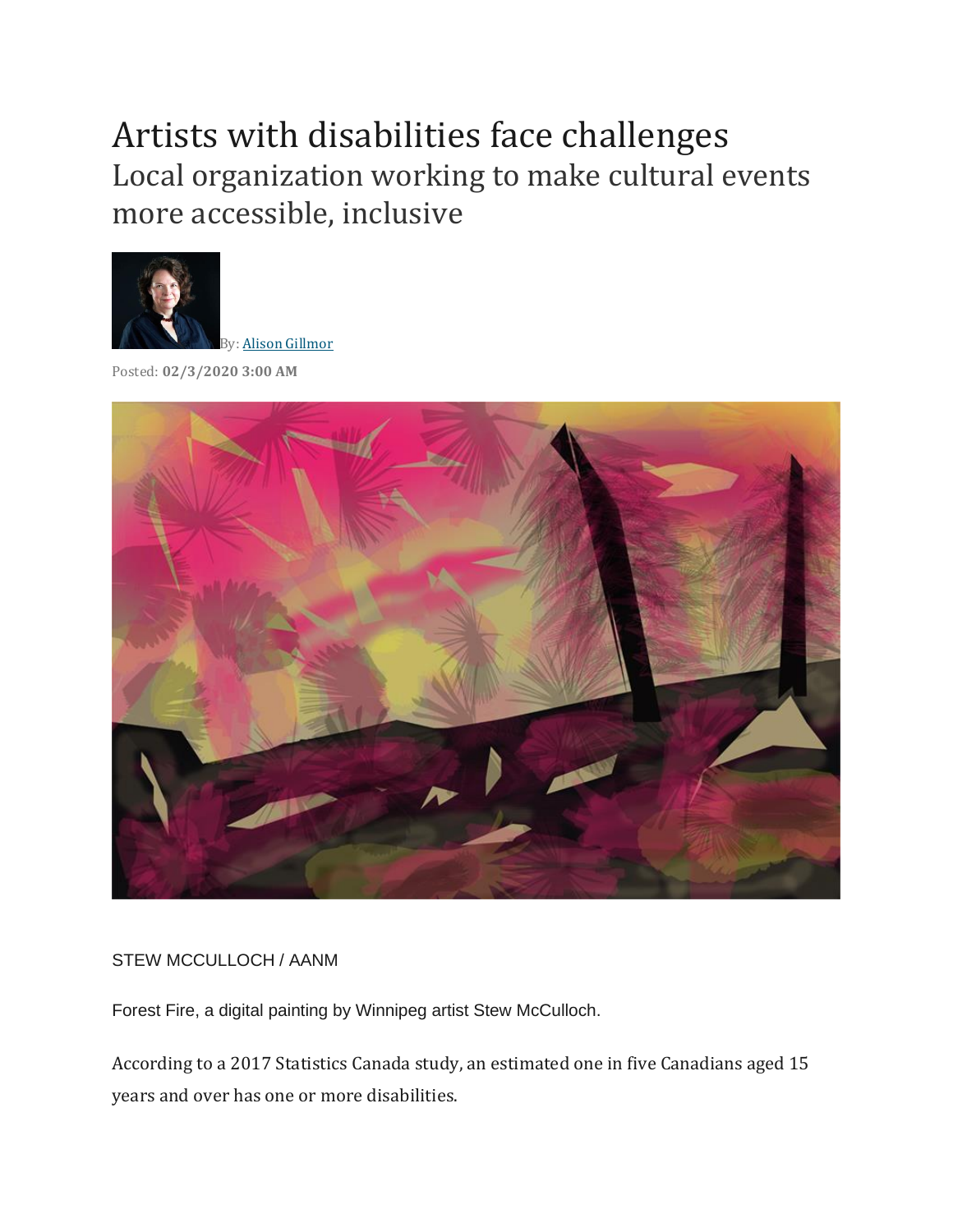# Artists with disabilities face challenges

## Local organization working to make cultural events more accessible, inclusive

By: Alison Gillmor

Posted: **02/3/2020 3:00 AM**

STEW MCCULLOCH / AANM

Forest Fire, a digital painting by Winnipeg artist Stew McCulloch.

According to a 2017 Statistics Canada study, an estimated one in five Canadians aged 15 years and over has one or more disabilities.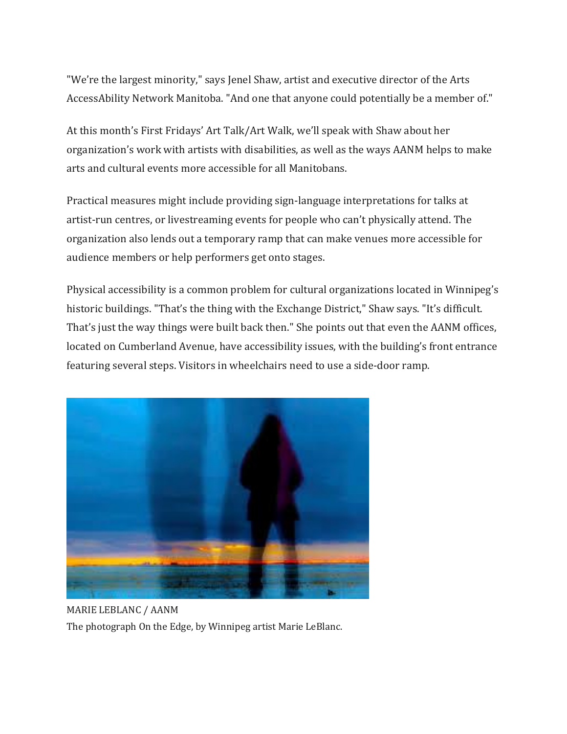"We're the largest minority," says Jenel Shaw, artist and executive director of the Arts AccessAbility Network Manitoba. "And one that anyone could potentially be a member of."

At this month's First Fridays' Art Talk/Art Walk, we'll speak with Shaw about her organization's work with artists with disabilities, as well as the ways AANM helps to make arts and cultural events more accessible for all Manitobans.

Practical measures might include providing sign-language interpretations for talks at artist-run centres, or livestreaming events for people who can't physically attend. The organization also lends out a temporary ramp that can make venues more accessible for audience members or help performers get onto stages.

Physical accessibility is a common problem for cultural organizations located in Winnipeg's historic buildings. "That's the thing with the Exchange District," Shaw says. "It's difficult. That's just the way things were built back then." She points out that even the AANM offices, located on Cumberland Avenue, have accessibility issues, with the building's front entrance featuring several steps. Visitors in wheelchairs need to use a side-door ramp.

MARIE LEBLANC / AANM

The photograph On the Edge, by Winnipeg artist Marie LeBlanc.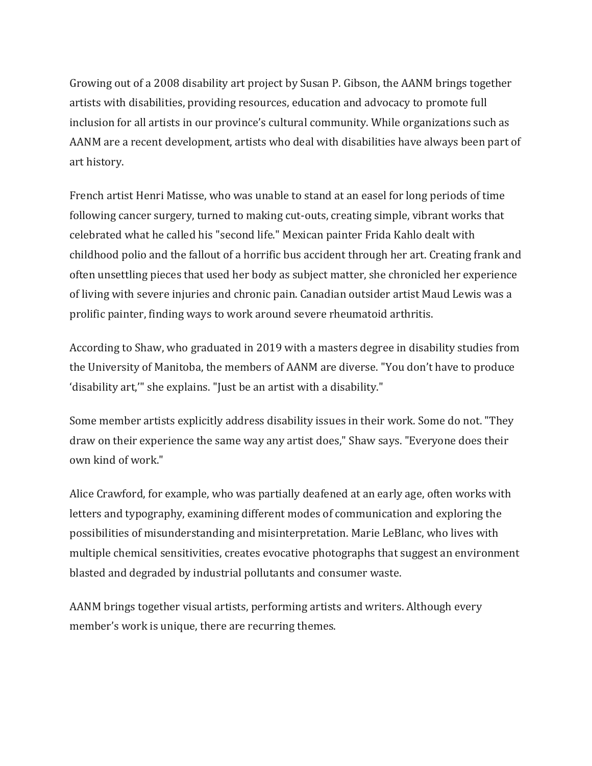Growing out of a 2008 disability art project by Susan P. Gibson, the AANM brings together artists with disabilities, providing resources, education and advocacy to promote full inclusion for all artists in our province's cultural community. While organizations such as AANM are a recent development, artists who deal with disabilities have always been part of art history.

French artist Henri Matisse, who was unable to stand at an easel for long periods of time following cancer surgery, turned to making cut-outs, creating simple, vibrant works that celebrated what he called his "second life." Mexican painter Frida Kahlo dealt with childhood polio and the fallout of a horrific bus accident through her art. Creating frank and often unsettling pieces that used her body as subject matter, she chronicled her experience of living with severe injuries and chronic pain. Canadian outsider artist Maud Lewis was a prolific painter, finding ways to work around severe rheumatoid arthritis.

According to Shaw, who graduated in 2019 with a masters degree in disability studies from the University of Manitoba, the members of AANM are diverse. "You don't have to produce 'disability art,'" she explains. "Just be an artist with a disability."

Some member artists explicitly address disability issues in their work. Some do not. "They draw on their experience the same way any artist does," Shaw says. "Everyone does their own kind of work."

Alice Crawford, for example, who was partially deafened at an early age, often works with letters and typography, examining different modes of communication and exploring the possibilities of misunderstanding and misinterpretation. Marie LeBlanc, who lives with multiple chemical sensitivities, creates evocative photographs that suggest an environment blasted and degraded by industrial pollutants and consumer waste.

AANM brings together visual artists, performing artists and writers. Although every member's work is unique, there are recurring themes.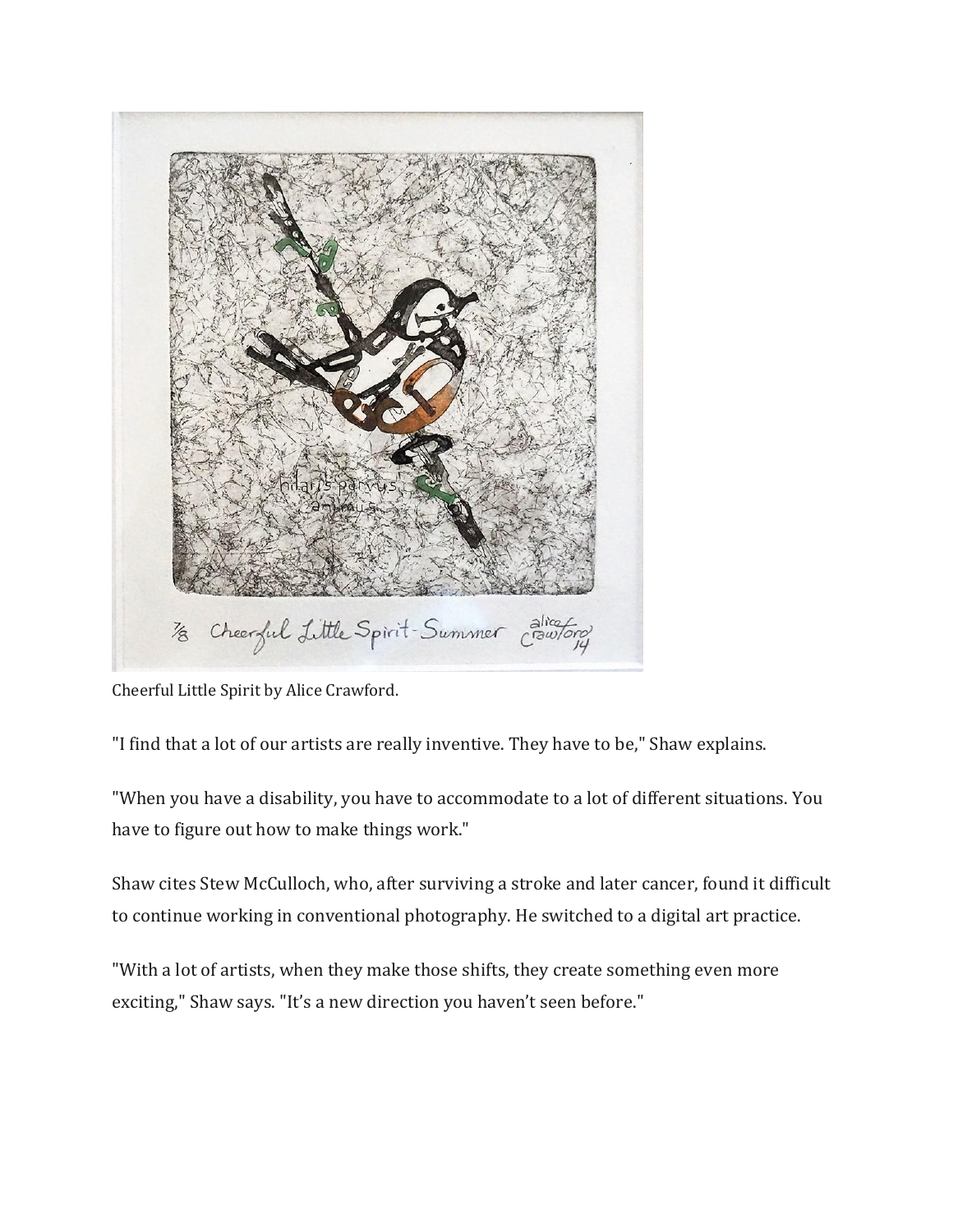Cheerful Little Spirit by Alice Crawford.

"I find that a lot of our artists are really inventive. They have to be," Shaw explains.

"When you have a disability, you have to accommodate to a lot of different situations. You have to figure out how to make things work."

Shaw cites Stew McCulloch, who, after surviving a stroke and later cancer, found it difficult to continue working in conventional photography. He switched to a digital art practice.

"With a lot of artists, when they make those shifts, they create something even more exciting," Shaw says. "It's a new direction you haven't seen before."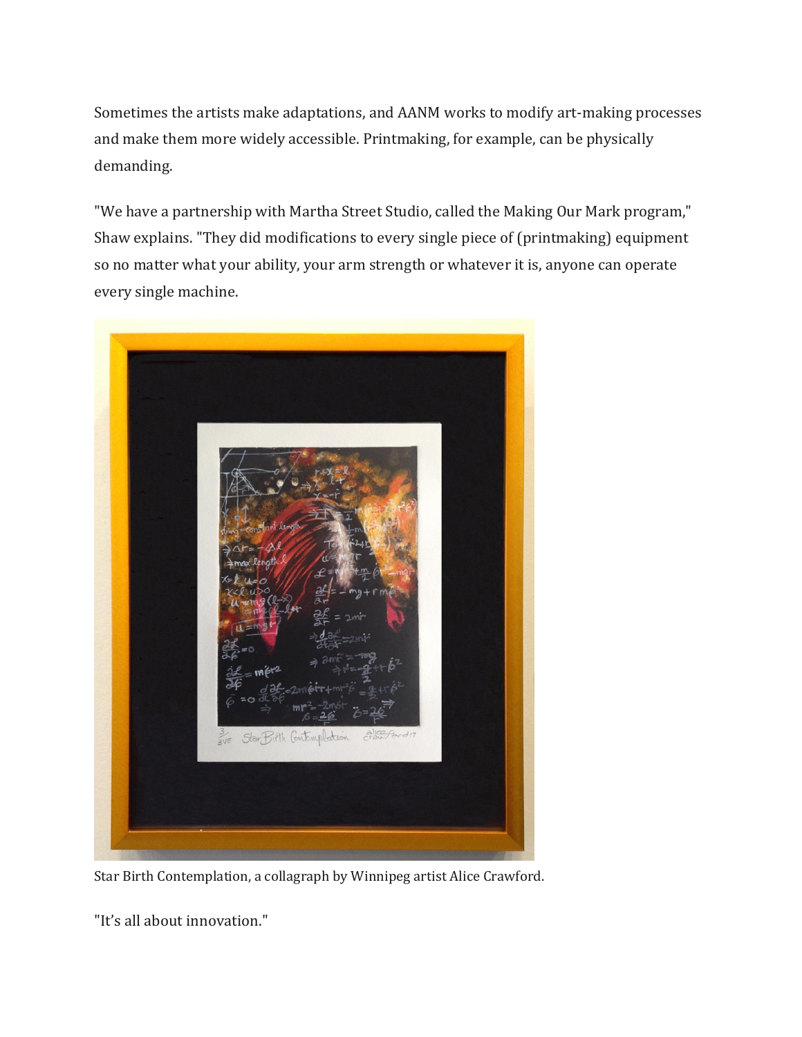Sometimes the artists make adaptations, and AANM works to modify art-making processes and make them more widely accessible. Printmaking, for example, can be physically demanding.

"We have a partnership with Martha Street Studio, called the Making Our Mark program," Shaw explains. "They did modifications to every single piece of (printmaking) equipment so no matter what your ability, your arm strength or whatever it is, anyone can operate every single machine.

Star Birth Contemplation, a collagraph by Winnipeg artist Alice Crawford.

"It's all about innovation."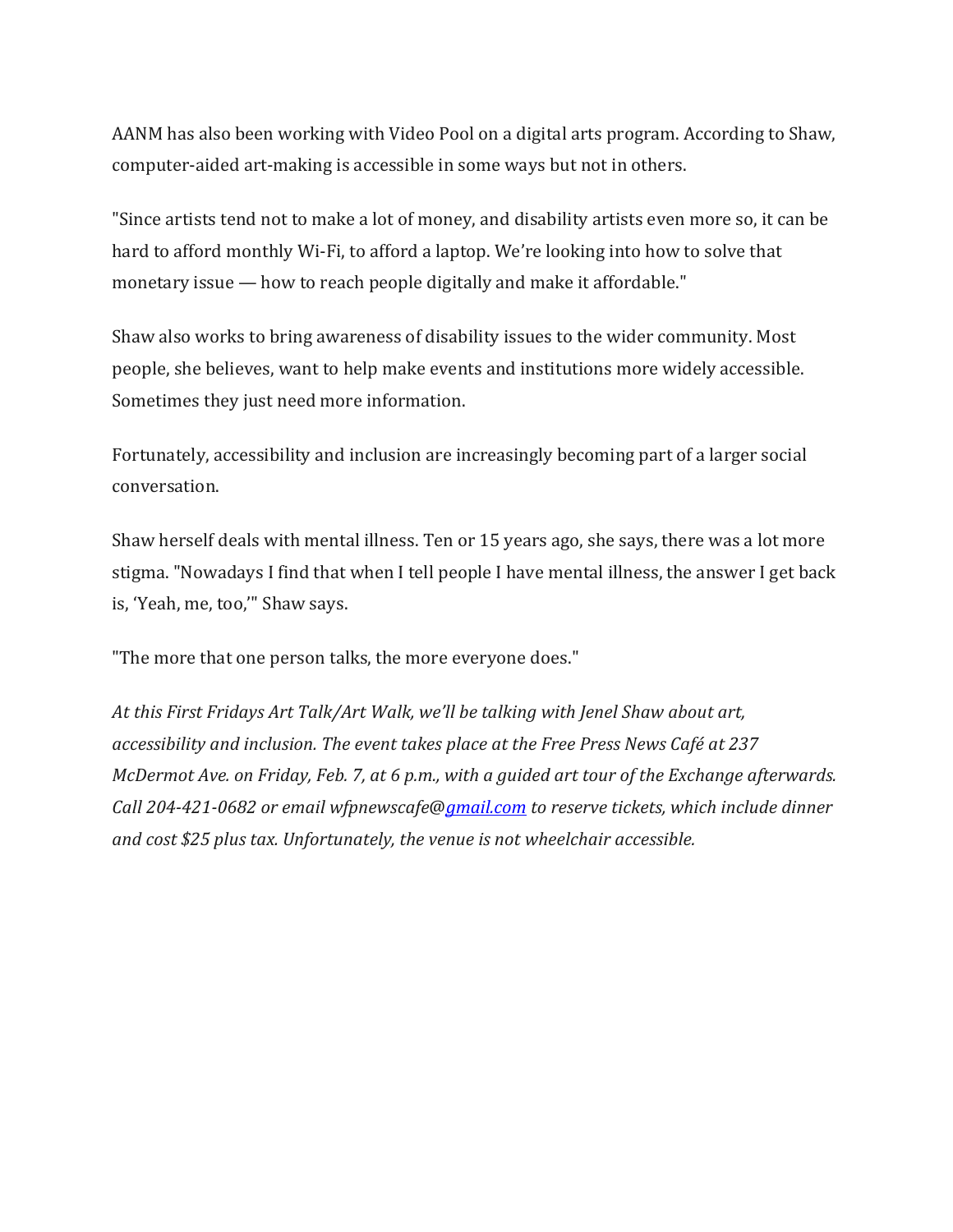AANM has also been working with Video Pool on a digital arts program. According to Shaw, computer-aided art-making is accessible in some ways but not in others.

"Since artists tend not to make a lot of money, and disability artists even more so, it can be hard to afford monthly Wi-Fi, to afford a laptop. We're looking into how to solve that monetary issue — how to reach people digitally and make it affordable."

Shaw also works to bring awareness of disability issues to the wider community. Most people, she believes, want to help make events and institutions more widely accessible. Sometimes they just need more information.

Fortunately, accessibility and inclusion are increasingly becoming part of a larger social conversation.

Shaw herself deals with mental illness. Ten or 15 years ago, she says, there was a lot more stigma. "Nowadays I find that when I tell people I have mental illness, the answer I get back is, 'Yeah, me, too,'" Shaw says.

"The more that one person talks, the more everyone does."

*At this First Fridays Art Talk/Art Walk, we'll be talking with Jenel Shaw about art, accessibility and inclusion. The event takes place at the Free Press News Café at 237 McDermot Ave. on Friday, Feb. 7, at 6 p.m., with a guided art tour of the Exchange afterwards. Call 204-421-0682 or email wfpnewscafe@gmail.com to reserve tickets, which include dinner and cost $25 plus tax. Unfortunately, the venue is not wheelchair accessible.*